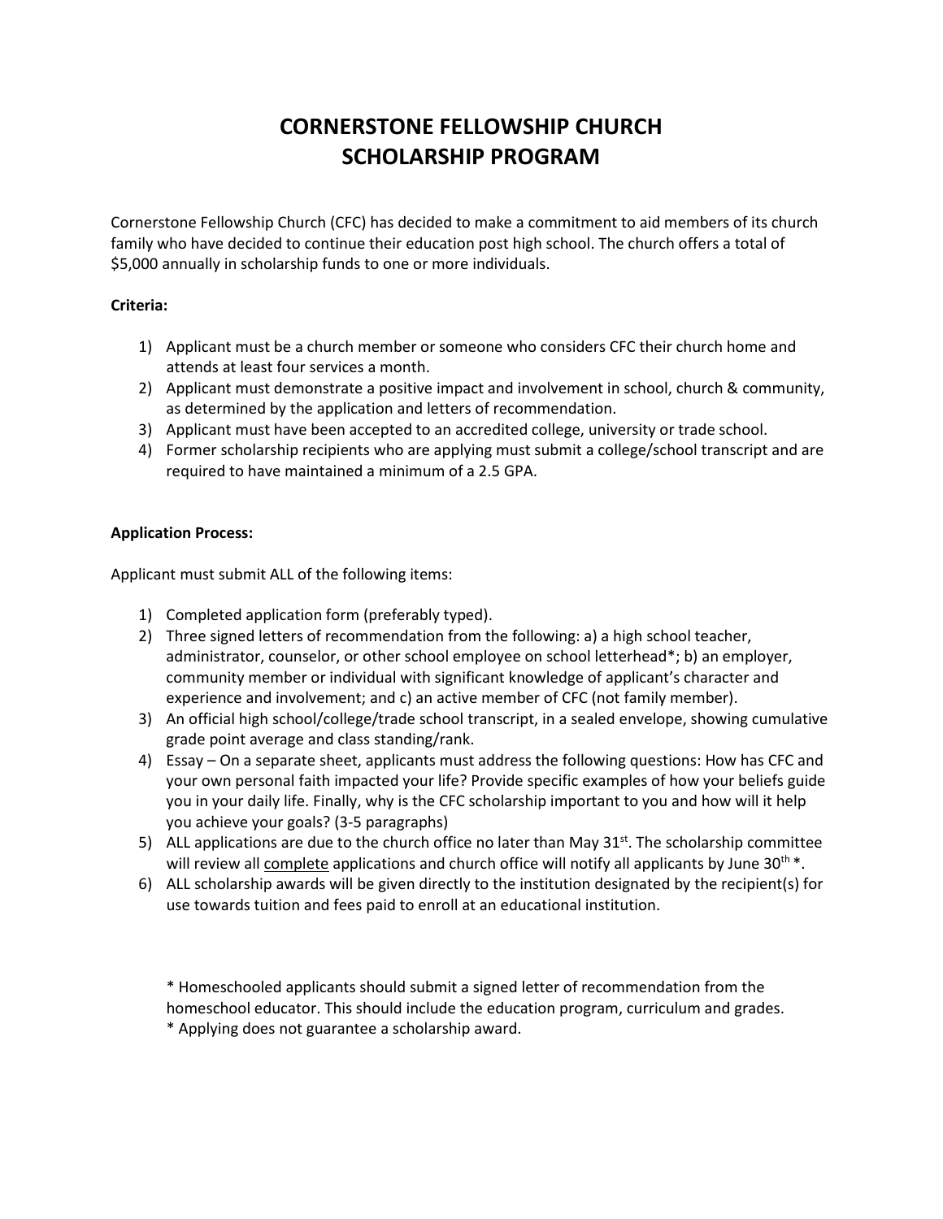# CORNERSTONE FELLOWSHIP CHURCH
# SCHOLARSHIP PROGRAM

Cornerstone Fellowship Church (CFC) has decided to make a commitment to aid members of its church family who have decided to continue their education post high school. The church offers a total of $5,000 annually in scholarship funds to one or more individuals.

**Criteria:**

1) Applicant must be a church member or someone who considers CFC their church home and attends at least four services a month.
2) Applicant must demonstrate a positive impact and involvement in school, church & community, as determined by the application and letters of recommendation.
3) Applicant must have been accepted to an accredited college, university or trade school.
4) Former scholarship recipients who are applying must submit a college/school transcript and are required to have maintained a minimum of a 2.5 GPA.

**Application Process:**

Applicant must submit ALL of the following items:

1) Completed application form (preferably typed).
2) Three signed letters of recommendation from the following: a) a high school teacher, administrator, counselor, or other school employee on school letterhead*; b) an employer, community member or individual with significant knowledge of applicant's character and experience and involvement; and c) an active member of CFC (not family member).
3) An official high school/college/trade school transcript, in a sealed envelope, showing cumulative grade point average and class standing/rank.
4) Essay – On a separate sheet, applicants must address the following questions: How has CFC and your own personal faith impacted your life? Provide specific examples of how your beliefs guide you in your daily life. Finally, why is the CFC scholarship important to you and how will it help you achieve your goals? (3-5 paragraphs)
5) ALL applications are due to the church office no later than May 31st. The scholarship committee will review all <u>complete</u> applications and church office will notify all applicants by June 30th *.
6) ALL scholarship awards will be given directly to the institution designated by the recipient(s) for use towards tuition and fees paid to enroll at an educational institution.

* Homeschooled applicants should submit a signed letter of recommendation from the homeschool educator. This should include the education program, curriculum and grades.
* Applying does not guarantee a scholarship award.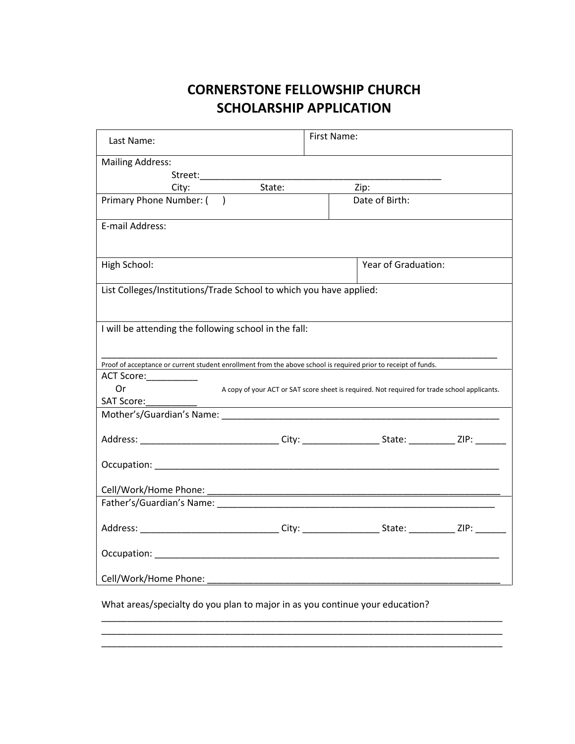# CORNERSTONE FELLOWSHIP CHURCH
# SCHOLARSHIP APPLICATION

| Last Name: | First Name: |
|---|---|
| Mailing Address:<br>Street:_______________________________________________<br>City: State: Zip: | |
| Primary Phone Number: ( ) | Date of Birth: |
| E-mail Address: | |
| High School: | Year of Graduation: |
| List Colleges/Institutions/Trade School to which you have applied: | |
| I will be attending the following school in the fall:<br>_______________________________________________________________________________<br>Proof of acceptance or current student enrollment from the above school is required prior to receipt of funds. | |
| ACT Score:__________<br>Or<br>SAT Score:__________<br>A copy of your ACT or SAT score sheet is required. Not required for trade school applicants. | |
| Mother's/Guardian's Name: _______________________________________________________<br>Address: ___________________________ City: _______________ State: _________ ZIP: ______<br>Occupation: _____________________________________________________________________<br>Cell/Work/Home Phone: ___________________________________________________________ | |
| Father's/Guardian's Name: _______________________________________________________<br>Address: ___________________________ City: _______________ State: _________ ZIP: ______<br>Occupation: _____________________________________________________________________<br>Cell/Work/Home Phone: ___________________________________________________________ | |

What areas/specialty do you plan to major in as you continue your education?

_______________________________________________________________________________
_______________________________________________________________________________
_______________________________________________________________________________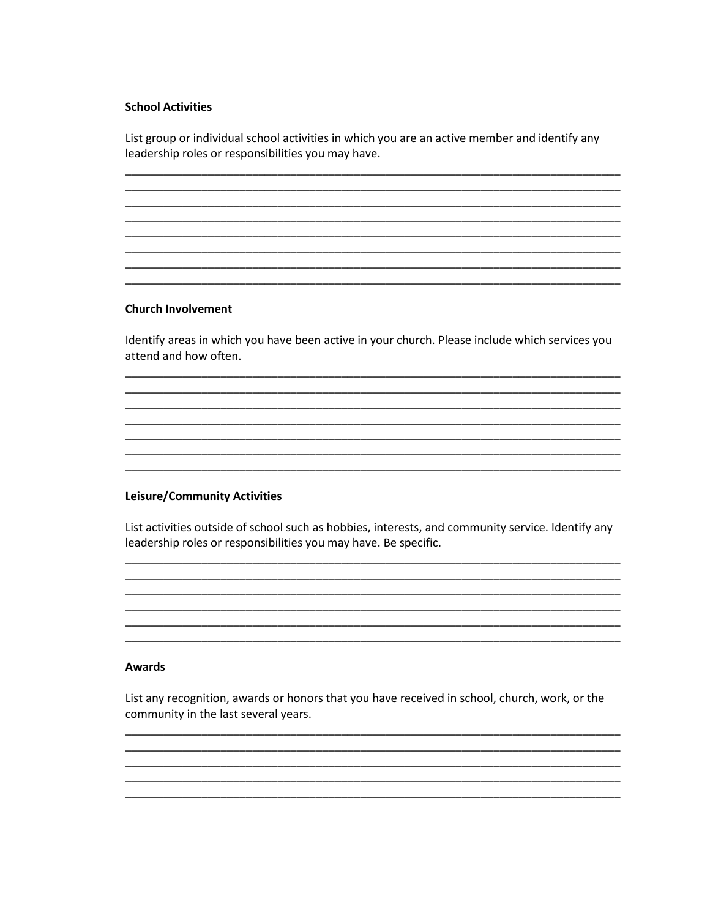**School Activities**

List group or individual school activities in which you are an active member and identify any leadership roles or responsibilities you may have.

_______________________________________________________________________________
_______________________________________________________________________________
_______________________________________________________________________________
_______________________________________________________________________________
_______________________________________________________________________________
_______________________________________________________________________________
_______________________________________________________________________________
_______________________________________________________________________________

**Church Involvement**

Identify areas in which you have been active in your church. Please include which services you attend and how often.

_______________________________________________________________________________
_______________________________________________________________________________
_______________________________________________________________________________
_______________________________________________________________________________
_______________________________________________________________________________
_______________________________________________________________________________
_______________________________________________________________________________

**Leisure/Community Activities**

List activities outside of school such as hobbies, interests, and community service. Identify any leadership roles or responsibilities you may have. Be specific.

_______________________________________________________________________________
_______________________________________________________________________________
_______________________________________________________________________________
_______________________________________________________________________________
_______________________________________________________________________________
_______________________________________________________________________________

**Awards**

List any recognition, awards or honors that you have received in school, church, work, or the community in the last several years.

_______________________________________________________________________________
_______________________________________________________________________________
_______________________________________________________________________________
_______________________________________________________________________________
_______________________________________________________________________________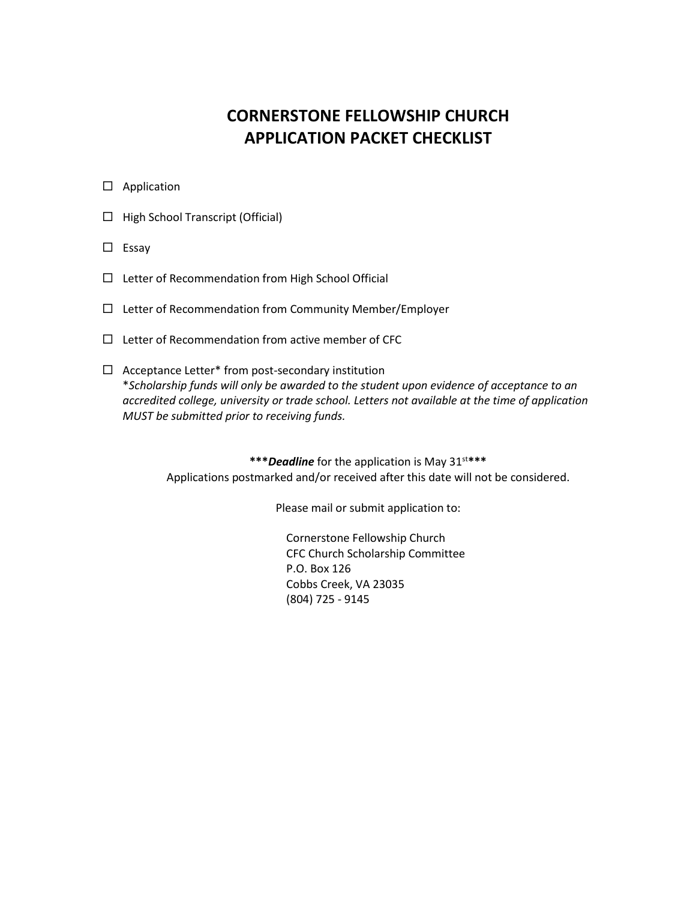# CORNERSTONE FELLOWSHIP CHURCH
# APPLICATION PACKET CHECKLIST

- ☐ Application
- ☐ High School Transcript (Official)
- ☐ Essay
- ☐ Letter of Recommendation from High School Official
- ☐ Letter of Recommendation from Community Member/Employer
- ☐ Letter of Recommendation from active member of CFC
- ☐ Acceptance Letter* from post-secondary institution
  **Scholarship funds will only be awarded to the student upon evidence of acceptance to an accredited college, university or trade school. Letters not available at the time of application MUST be submitted prior to receiving funds.*

*****Deadline*** for the application is May 31st*****
Applications postmarked and/or received after this date will not be considered.

Please mail or submit application to:

Cornerstone Fellowship Church
CFC Church Scholarship Committee
P.O. Box 126
Cobbs Creek, VA 23035
(804) 725 - 9145